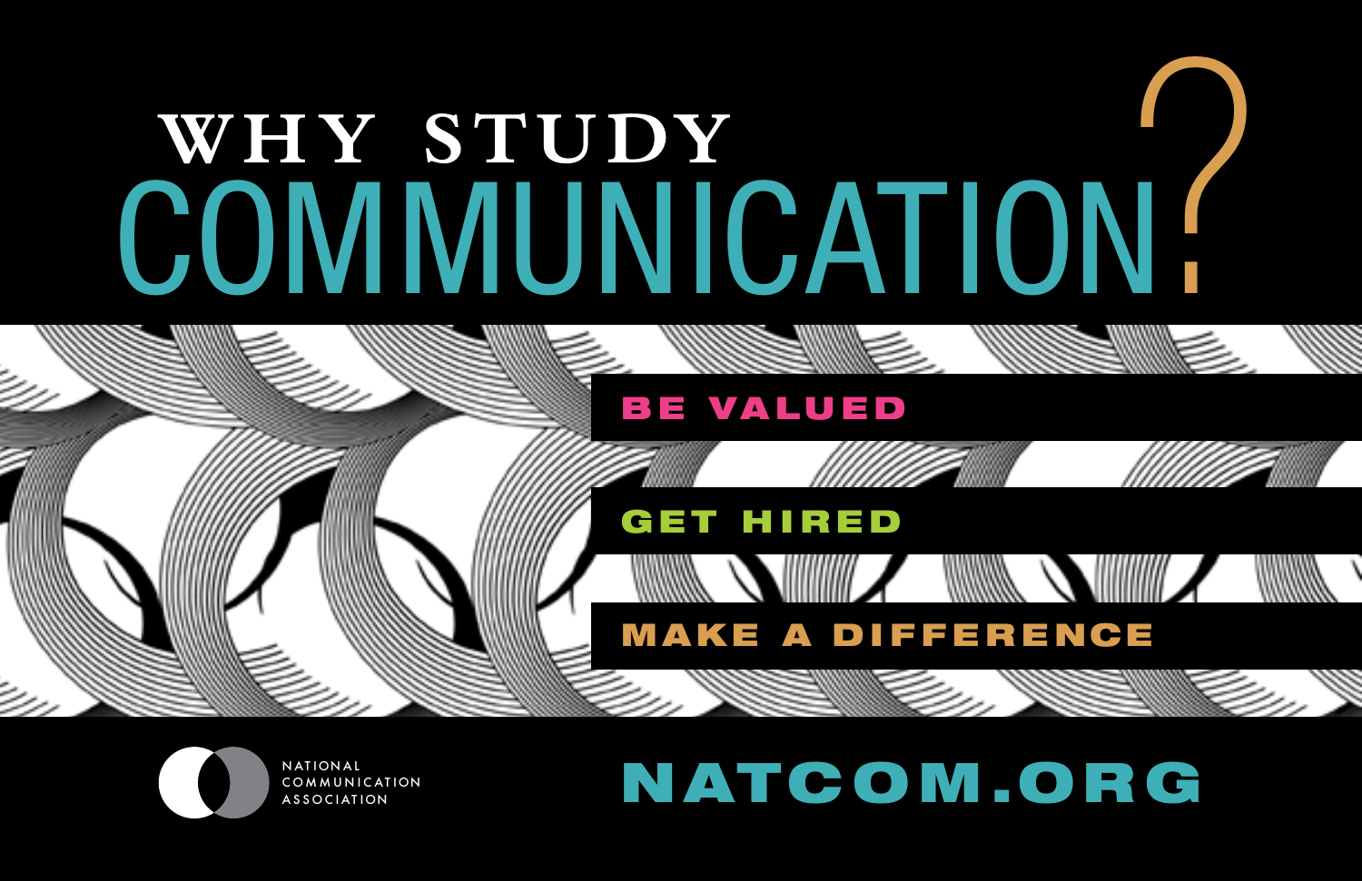# WHY STUDY COMMUNICATION?

**BE VALUED**

**GET HIRED**

**MAKE A DIFFERENCE**

NATIONAL COMMUNICATION ASSOCIATION

**NATCOM.ORG**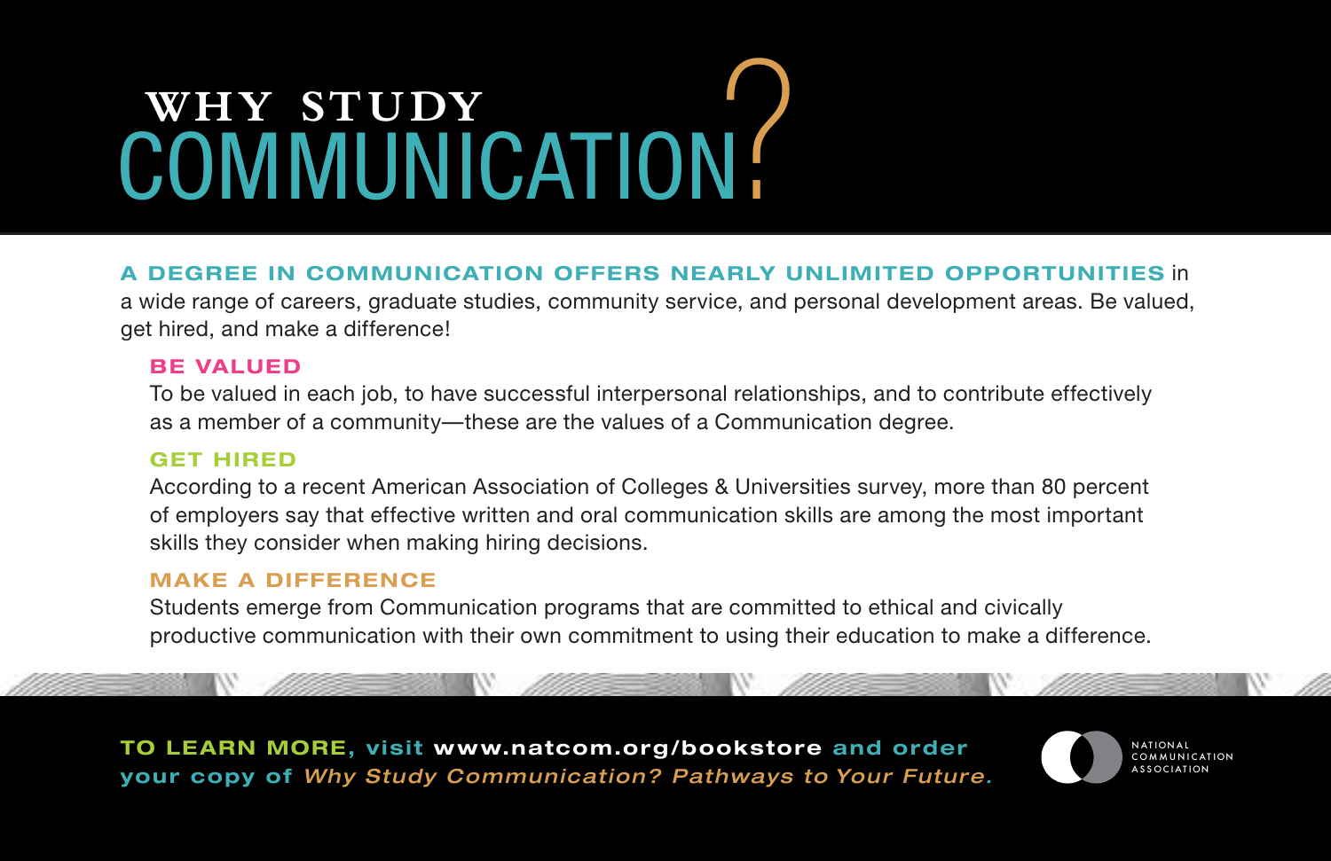# WHY STUDY COMMUNICATION?

**A DEGREE IN COMMUNICATION OFFERS NEARLY UNLIMITED OPPORTUNITIES** in a wide range of careers, graduate studies, community service, and personal development areas. Be valued, get hired, and make a difference!

### BE VALUED

To be valued in each job, to have successful interpersonal relationships, and to contribute effectively as a member of a community—these are the values of a Communication degree.

### GET HIRED

According to a recent American Association of Colleges & Universities survey, more than 80 percent of employers say that effective written and oral communication skills are among the most important skills they consider when making hiring decisions.

### MAKE A DIFFERENCE

Students emerge from Communication programs that are committed to ethical and civically productive communication with their own commitment to using their education to make a difference.

**TO LEARN MORE,** visit **www.natcom.org/bookstore** and order your copy of *Why Study Communication? Pathways to Your Future.*

NATIONAL COMMUNICATION ASSOCIATION